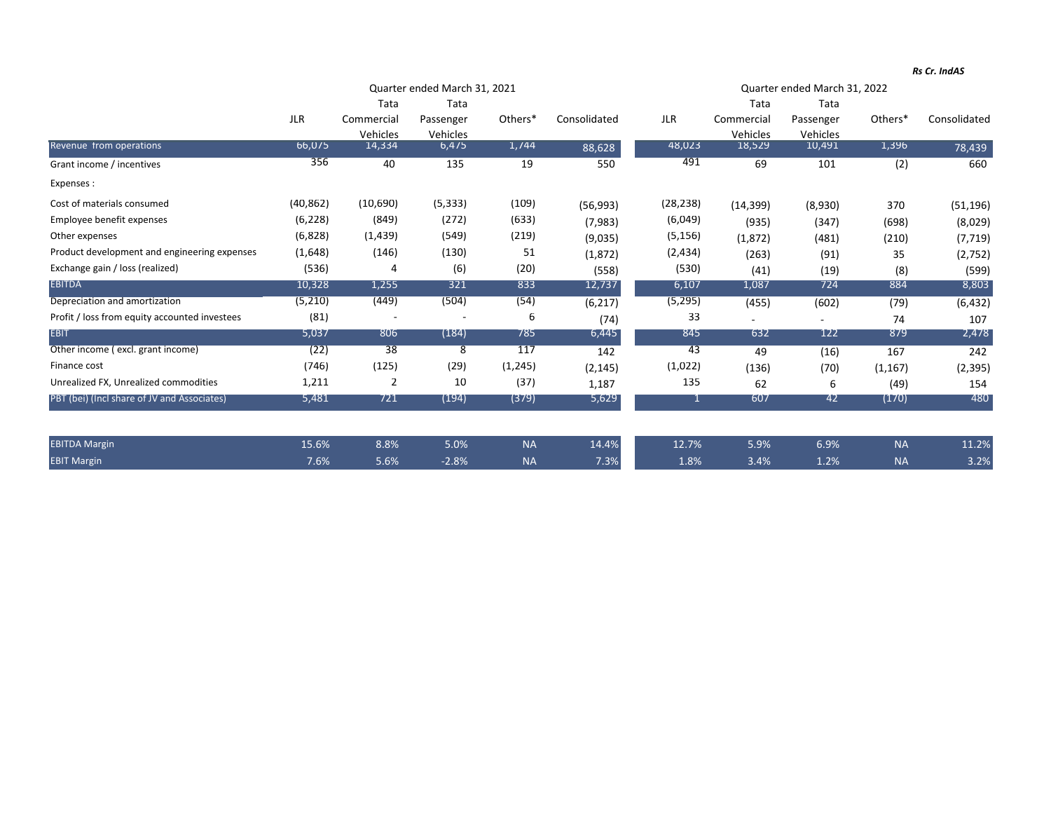*Rs Cr. IndAS*

| | Quarter ended March 31, 2021 | | | | | Quarter ended March 31, 2022 | | | | |
|---|---|---|---|---|---|---|---|---|---|---|
| | JLR | Tata Commercial Vehicles | Tata Passenger Vehicles | Others* | Consolidated | JLR | Tata Commercial Vehicles | Tata Passenger Vehicles | Others* | Consolidated |
| Revenue from operations | 66,075 | 14,334 | 6,475 | 1,744 | 88,628 | 48,023 | 18,529 | 10,491 | 1,396 | 78,439 |
| Grant income / incentives | 356 | 40 | 135 | 19 | 550 | 491 | 69 | 101 | (2) | 660 |
| Expenses : | | | | | | | | | | |
| Cost of materials consumed | (40,862) | (10,690) | (5,333) | (109) | (56,993) | (28,238) | (14,399) | (8,930) | 370 | (51,196) |
| Employee benefit expenses | (6,228) | (849) | (272) | (633) | (7,983) | (6,049) | (935) | (347) | (698) | (8,029) |
| Other expenses | (6,828) | (1,439) | (549) | (219) | (9,035) | (5,156) | (1,872) | (481) | (210) | (7,719) |
| Product development and engineering expenses | (1,648) | (146) | (130) | 51 | (1,872) | (2,434) | (263) | (91) | 35 | (2,752) |
| Exchange gain / loss (realized) | (536) | 4 | (6) | (20) | (558) | (530) | (41) | (19) | (8) | (599) |
| EBITDA | 10,328 | 1,255 | 321 | 833 | 12,737 | 6,107 | 1,087 | 724 | 884 | 8,803 |
| Depreciation and amortization | (5,210) | (449) | (504) | (54) | (6,217) | (5,295) | (455) | (602) | (79) | (6,432) |
| Profit / loss from equity accounted investees | (81) | - | - | 6 | (74) | 33 | - | - | 74 | 107 |
| EBIT | 5,037 | 806 | (184) | 785 | 6,445 | 845 | 632 | 122 | 879 | 2,478 |
| Other income ( excl. grant income) | (22) | 38 | 8 | 117 | 142 | 43 | 49 | (16) | 167 | 242 |
| Finance cost | (746) | (125) | (29) | (1,245) | (2,145) | (1,022) | (136) | (70) | (1,167) | (2,395) |
| Unrealized FX, Unrealized commodities | 1,211 | 2 | 10 | (37) | 1,187 | 135 | 62 | 6 | (49) | 154 |
| PBT (bei) (Incl share of JV and Associates) | 5,481 | 721 | (194) | (379) | 5,629 | 1 | 607 | 42 | (170) | 480 |
| | | | | | | | | | | |
| EBITDA Margin | 15.6% | 8.8% | 5.0% | NA | 14.4% | 12.7% | 5.9% | 6.9% | NA | 11.2% |
| EBIT Margin | 7.6% | 5.6% | -2.8% | NA | 7.3% | 1.8% | 3.4% | 1.2% | NA | 3.2% |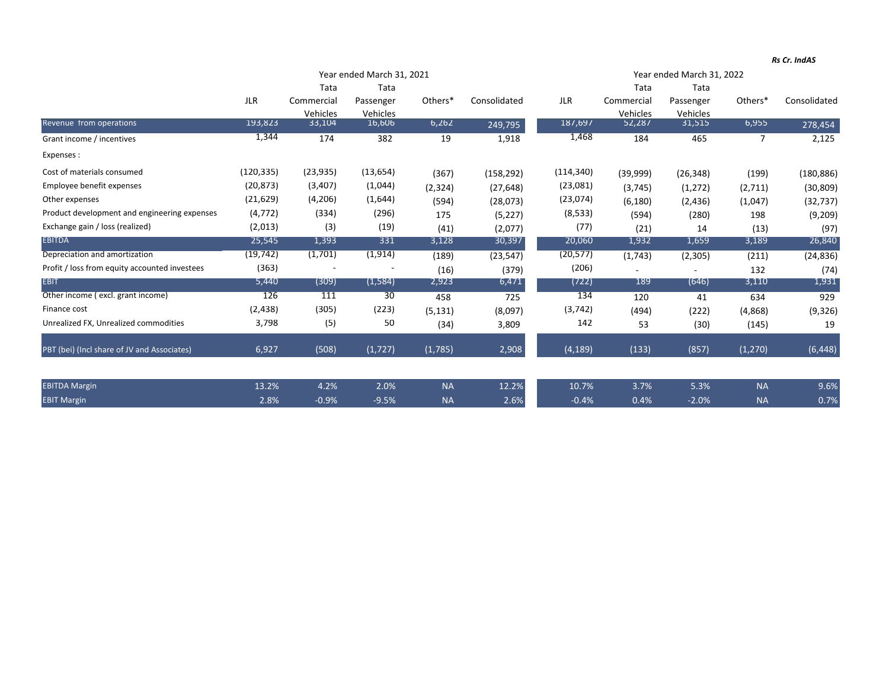*Rs Cr. IndAS*

| | Year ended March 31, 2021 | | | | | Year ended March 31, 2022 | | | | |
|---|---|---|---|---|---|---|---|---|---|---|
| | JLR | Tata Commercial Vehicles | Tata Passenger Vehicles | Others* | Consolidated | JLR | Tata Commercial Vehicles | Tata Passenger Vehicles | Others* | Consolidated |
| Revenue from operations | 193,823 | 33,104 | 16,606 | 6,262 | 249,795 | 187,697 | 52,287 | 31,515 | 6,955 | 278,454 |
| Grant income / incentives | 1,344 | 174 | 382 | 19 | 1,918 | 1,468 | 184 | 465 | 7 | 2,125 |
| Expenses : | | | | | | | | | | |
| Cost of materials consumed | (120,335) | (23,935) | (13,654) | (367) | (158,292) | (114,340) | (39,999) | (26,348) | (199) | (180,886) |
| Employee benefit expenses | (20,873) | (3,407) | (1,044) | (2,324) | (27,648) | (23,081) | (3,745) | (1,272) | (2,711) | (30,809) |
| Other expenses | (21,629) | (4,206) | (1,644) | (594) | (28,073) | (23,074) | (6,180) | (2,436) | (1,047) | (32,737) |
| Product development and engineering expenses | (4,772) | (334) | (296) | 175 | (5,227) | (8,533) | (594) | (280) | 198 | (9,209) |
| Exchange gain / loss (realized) | (2,013) | (3) | (19) | (41) | (2,077) | (77) | (21) | 14 | (13) | (97) |
| EBITDA | 25,545 | 1,393 | 331 | 3,128 | 30,397 | 20,060 | 1,932 | 1,659 | 3,189 | 26,840 |
| Depreciation and amortization | (19,742) | (1,701) | (1,914) | (189) | (23,547) | (20,577) | (1,743) | (2,305) | (211) | (24,836) |
| Profit / loss from equity accounted investees | (363) | - | - | (16) | (379) | (206) | - | - | 132 | (74) |
| EBIT | 5,440 | (309) | (1,584) | 2,923 | 6,471 | (722) | 189 | (646) | 3,110 | 1,931 |
| Other income ( excl. grant income) | 126 | 111 | 30 | 458 | 725 | 134 | 120 | 41 | 634 | 929 |
| Finance cost | (2,438) | (305) | (223) | (5,131) | (8,097) | (3,742) | (494) | (222) | (4,868) | (9,326) |
| Unrealized FX, Unrealized commodities | 3,798 | (5) | 50 | (34) | 3,809 | 142 | 53 | (30) | (145) | 19 |
| PBT (bei) (Incl share of JV and Associates) | 6,927 | (508) | (1,727) | (1,785) | 2,908 | (4,189) | (133) | (857) | (1,270) | (6,448) |
| EBITDA Margin | 13.2% | 4.2% | 2.0% | NA | 12.2% | 10.7% | 3.7% | 5.3% | NA | 9.6% |
| EBIT Margin | 2.8% | -0.9% | -9.5% | NA | 2.6% | -0.4% | 0.4% | -2.0% | NA | 0.7% |